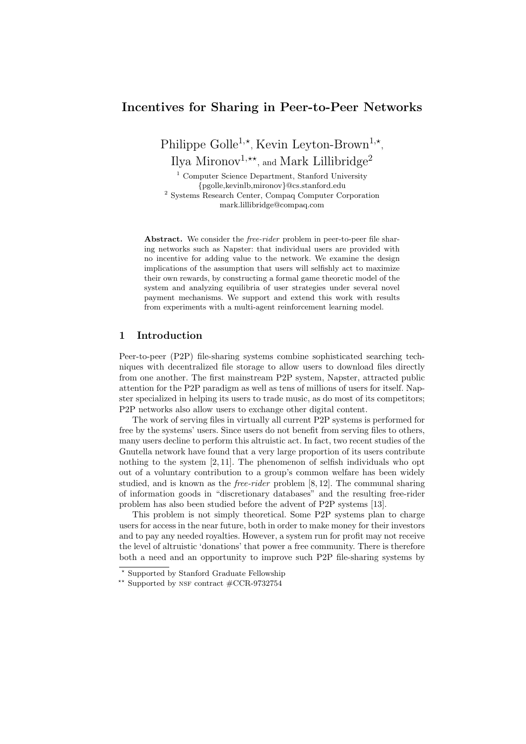# Incentives for Sharing in Peer-to-Peer Networks

Philippe Golle[1,⋆], Kevin Leyton-Brown[1,⋆], Ilya Mironov[1,⋆⋆], and Mark Lillibridge[2]

[1] Computer Science Department, Stanford University
{pgolle,kevinlb,mironov}@cs.stanford.edu
[2] Systems Research Center, Compaq Computer Corporation
mark.lillibridge@compaq.com

**Abstract.** We consider the *free-rider* problem in peer-to-peer file sharing networks such as Napster: that individual users are provided with no incentive for adding value to the network. We examine the design implications of the assumption that users will selfishly act to maximize their own rewards, by constructing a formal game theoretic model of the system and analyzing equilibria of user strategies under several novel payment mechanisms. We support and extend this work with results from experiments with a multi-agent reinforcement learning model.

## 1 Introduction

Peer-to-peer (P2P) file-sharing systems combine sophisticated searching techniques with decentralized file storage to allow users to download files directly from one another. The first mainstream P2P system, Napster, attracted public attention for the P2P paradigm as well as tens of millions of users for itself. Napster specialized in helping its users to trade music, as do most of its competitors; P2P networks also allow users to exchange other digital content.

The work of serving files in virtually all current P2P systems is performed for free by the systems' users. Since users do not benefit from serving files to others, many users decline to perform this altruistic act. In fact, two recent studies of the Gnutella network have found that a very large proportion of its users contribute nothing to the system [2, 11]. The phenomenon of selfish individuals who opt out of a voluntary contribution to a group's common welfare has been widely studied, and is known as the *free-rider* problem [8, 12]. The communal sharing of information goods in "discretionary databases" and the resulting free-rider problem has also been studied before the advent of P2P systems [13].

This problem is not simply theoretical. Some P2P systems plan to charge users for access in the near future, both in order to make money for their investors and to pay any needed royalties. However, a system run for profit may not receive the level of altruistic 'donations' that power a free community. There is therefore both a need and an opportunity to improve such P2P file-sharing systems by

⋆ Supported by Stanford Graduate Fellowship

⋆⋆ Supported by NSF contract #CCR-9732754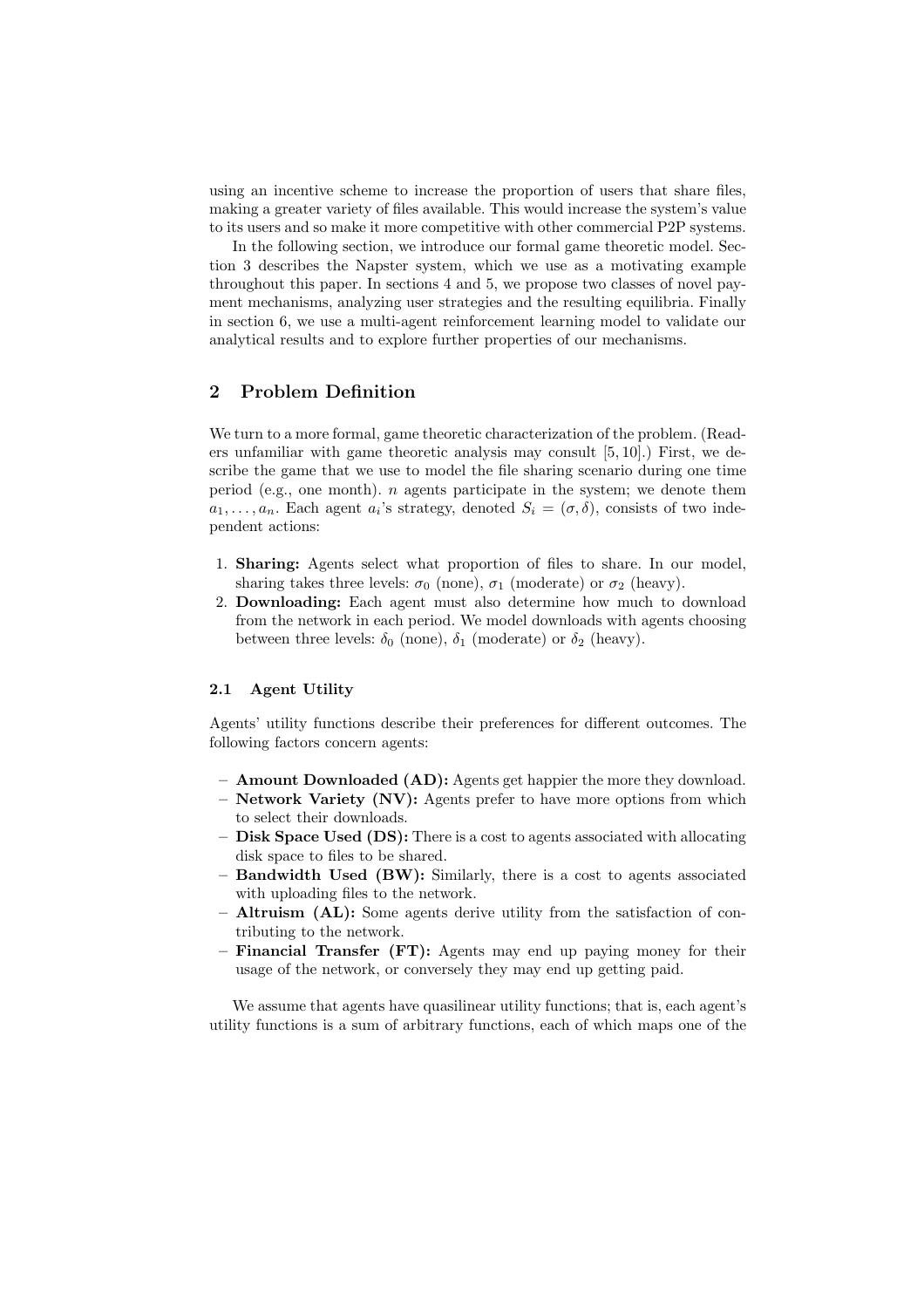using an incentive scheme to increase the proportion of users that share files, making a greater variety of files available. This would increase the system's value to its users and so make it more competitive with other commercial P2P systems.

In the following section, we introduce our formal game theoretic model. Section 3 describes the Napster system, which we use as a motivating example throughout this paper. In sections 4 and 5, we propose two classes of novel payment mechanisms, analyzing user strategies and the resulting equilibria. Finally in section 6, we use a multi-agent reinforcement learning model to validate our analytical results and to explore further properties of our mechanisms.

## 2 Problem Definition

We turn to a more formal, game theoretic characterization of the problem. (Readers unfamiliar with game theoretic analysis may consult [5, 10].) First, we describe the game that we use to model the file sharing scenario during one time period (e.g., one month). $n$ agents participate in the system; we denote them $a_1, \ldots, a_n$. Each agent $a_i$'s strategy, denoted $S_i = (\sigma, \delta)$, consists of two independent actions:

1. **Sharing:** Agents select what proportion of files to share. In our model, sharing takes three levels: $\sigma_0$ (none), $\sigma_1$ (moderate) or $\sigma_2$ (heavy).
2. **Downloading:** Each agent must also determine how much to download from the network in each period. We model downloads with agents choosing between three levels: $\delta_0$ (none), $\delta_1$ (moderate) or $\delta_2$ (heavy).

### 2.1 Agent Utility

Agents' utility functions describe their preferences for different outcomes. The following factors concern agents:

- **Amount Downloaded (AD):** Agents get happier the more they download.
- **Network Variety (NV):** Agents prefer to have more options from which to select their downloads.
- **Disk Space Used (DS):** There is a cost to agents associated with allocating disk space to files to be shared.
- **Bandwidth Used (BW):** Similarly, there is a cost to agents associated with uploading files to the network.
- **Altruism (AL):** Some agents derive utility from the satisfaction of contributing to the network.
- **Financial Transfer (FT):** Agents may end up paying money for their usage of the network, or conversely they may end up getting paid.

We assume that agents have quasilinear utility functions; that is, each agent's utility functions is a sum of arbitrary functions, each of which maps one of the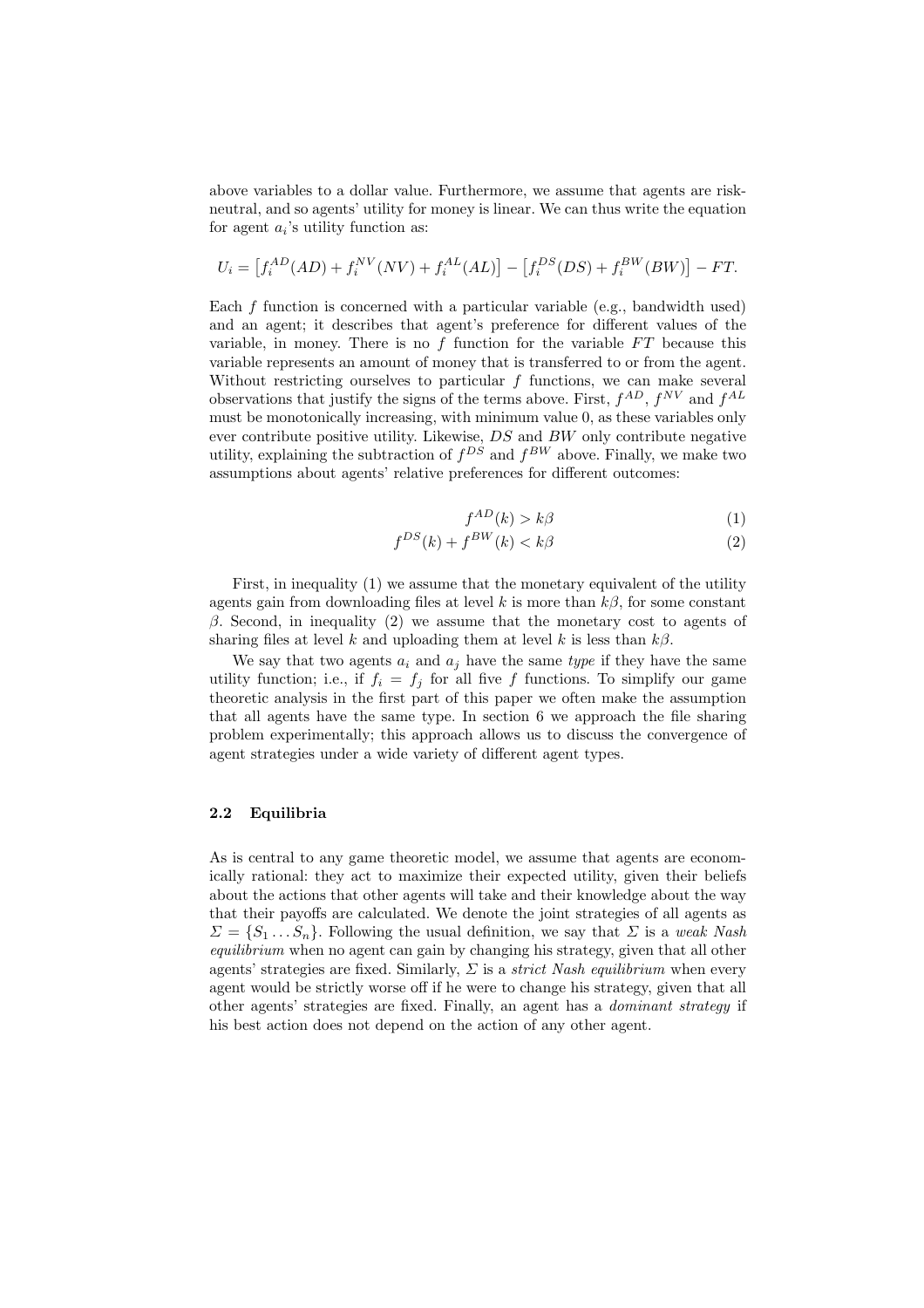above variables to a dollar value. Furthermore, we assume that agents are risk-neutral, and so agents' utility for money is linear. We can thus write the equation for agent $a_i$'s utility function as:

$$U_i = \left[f_i^{AD}(AD) + f_i^{NV}(NV) + f_i^{AL}(AL)\right] - \left[f_i^{DS}(DS) + f_i^{BW}(BW)\right] - FT.$$

Each $f$ function is concerned with a particular variable (e.g., bandwidth used) and an agent; it describes that agent's preference for different values of the variable, in money. There is no $f$ function for the variable $FT$ because this variable represents an amount of money that is transferred to or from the agent. Without restricting ourselves to particular $f$ functions, we can make several observations that justify the signs of the terms above. First, $f^{AD}$, $f^{NV}$ and $f^{AL}$ must be monotonically increasing, with minimum value 0, as these variables only ever contribute positive utility. Likewise, $DS$ and $BW$ only contribute negative utility, explaining the subtraction of $f^{DS}$ and $f^{BW}$ above. Finally, we make two assumptions about agents' relative preferences for different outcomes:

$$f^{AD}(k) > k\beta \tag{1}$$

$$f^{DS}(k) + f^{BW}(k) < k\beta \tag{2}$$

First, in inequality (1) we assume that the monetary equivalent of the utility agents gain from downloading files at level $k$ is more than $k\beta$, for some constant $\beta$. Second, in inequality (2) we assume that the monetary cost to agents of sharing files at level $k$ and uploading them at level $k$ is less than $k\beta$.

We say that two agents $a_i$ and $a_j$ have the same *type* if they have the same utility function; i.e., if $f_i = f_j$ for all five $f$ functions. To simplify our game theoretic analysis in the first part of this paper we often make the assumption that all agents have the same type. In section 6 we approach the file sharing problem experimentally; this approach allows us to discuss the convergence of agent strategies under a wide variety of different agent types.

### 2.2 Equilibria

As is central to any game theoretic model, we assume that agents are economically rational: they act to maximize their expected utility, given their beliefs about the actions that other agents will take and their knowledge about the way that their payoffs are calculated. We denote the joint strategies of all agents as $\Sigma = \{S_1 \dots S_n\}$. Following the usual definition, we say that $\Sigma$ is a *weak Nash equilibrium* when no agent can gain by changing his strategy, given that all other agents' strategies are fixed. Similarly, $\Sigma$ is a *strict Nash equilibrium* when every agent would be strictly worse off if he were to change his strategy, given that all other agents' strategies are fixed. Finally, an agent has a *dominant strategy* if his best action does not depend on the action of any other agent.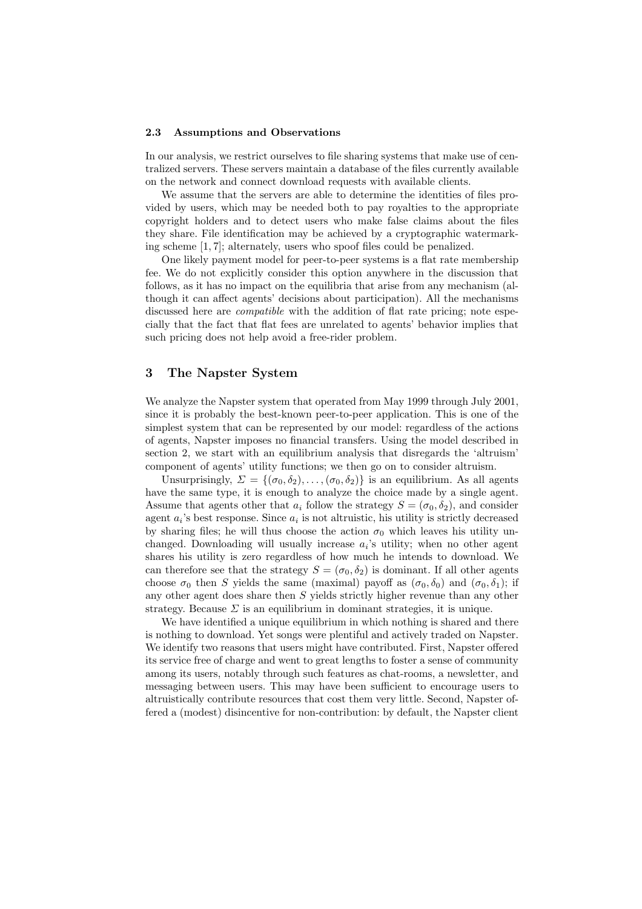### 2.3 Assumptions and Observations

In our analysis, we restrict ourselves to file sharing systems that make use of centralized servers. These servers maintain a database of the files currently available on the network and connect download requests with available clients.

We assume that the servers are able to determine the identities of files provided by users, which may be needed both to pay royalties to the appropriate copyright holders and to detect users who make false claims about the files they share. File identification may be achieved by a cryptographic watermarking scheme [1, 7]; alternately, users who spoof files could be penalized.

One likely payment model for peer-to-peer systems is a flat rate membership fee. We do not explicitly consider this option anywhere in the discussion that follows, as it has no impact on the equilibria that arise from any mechanism (although it can affect agents' decisions about participation). All the mechanisms discussed here are *compatible* with the addition of flat rate pricing; note especially that the fact that flat fees are unrelated to agents' behavior implies that such pricing does not help avoid a free-rider problem.

## 3 The Napster System

We analyze the Napster system that operated from May 1999 through July 2001, since it is probably the best-known peer-to-peer application. This is one of the simplest system that can be represented by our model: regardless of the actions of agents, Napster imposes no financial transfers. Using the model described in section 2, we start with an equilibrium analysis that disregards the 'altruism' component of agents' utility functions; we then go on to consider altruism.

Unsurprisingly, $\Sigma = \{(\sigma_0, \delta_2), \ldots, (\sigma_0, \delta_2)\}$ is an equilibrium. As all agents have the same type, it is enough to analyze the choice made by a single agent. Assume that agents other that $a_i$ follow the strategy $S = (\sigma_0, \delta_2)$, and consider agent $a_i$'s best response. Since $a_i$ is not altruistic, his utility is strictly decreased by sharing files; he will thus choose the action $\sigma_0$ which leaves his utility unchanged. Downloading will usually increase $a_i$'s utility; when no other agent shares his utility is zero regardless of how much he intends to download. We can therefore see that the strategy $S = (\sigma_0, \delta_2)$ is dominant. If all other agents choose $\sigma_0$ then $S$ yields the same (maximal) payoff as $(\sigma_0, \delta_0)$ and $(\sigma_0, \delta_1)$; if any other agent does share then $S$ yields strictly higher revenue than any other strategy. Because $\Sigma$ is an equilibrium in dominant strategies, it is unique.

We have identified a unique equilibrium in which nothing is shared and there is nothing to download. Yet songs were plentiful and actively traded on Napster. We identify two reasons that users might have contributed. First, Napster offered its service free of charge and went to great lengths to foster a sense of community among its users, notably through such features as chat-rooms, a newsletter, and messaging between users. This may have been sufficient to encourage users to altruistically contribute resources that cost them very little. Second, Napster offered a (modest) disincentive for non-contribution: by default, the Napster client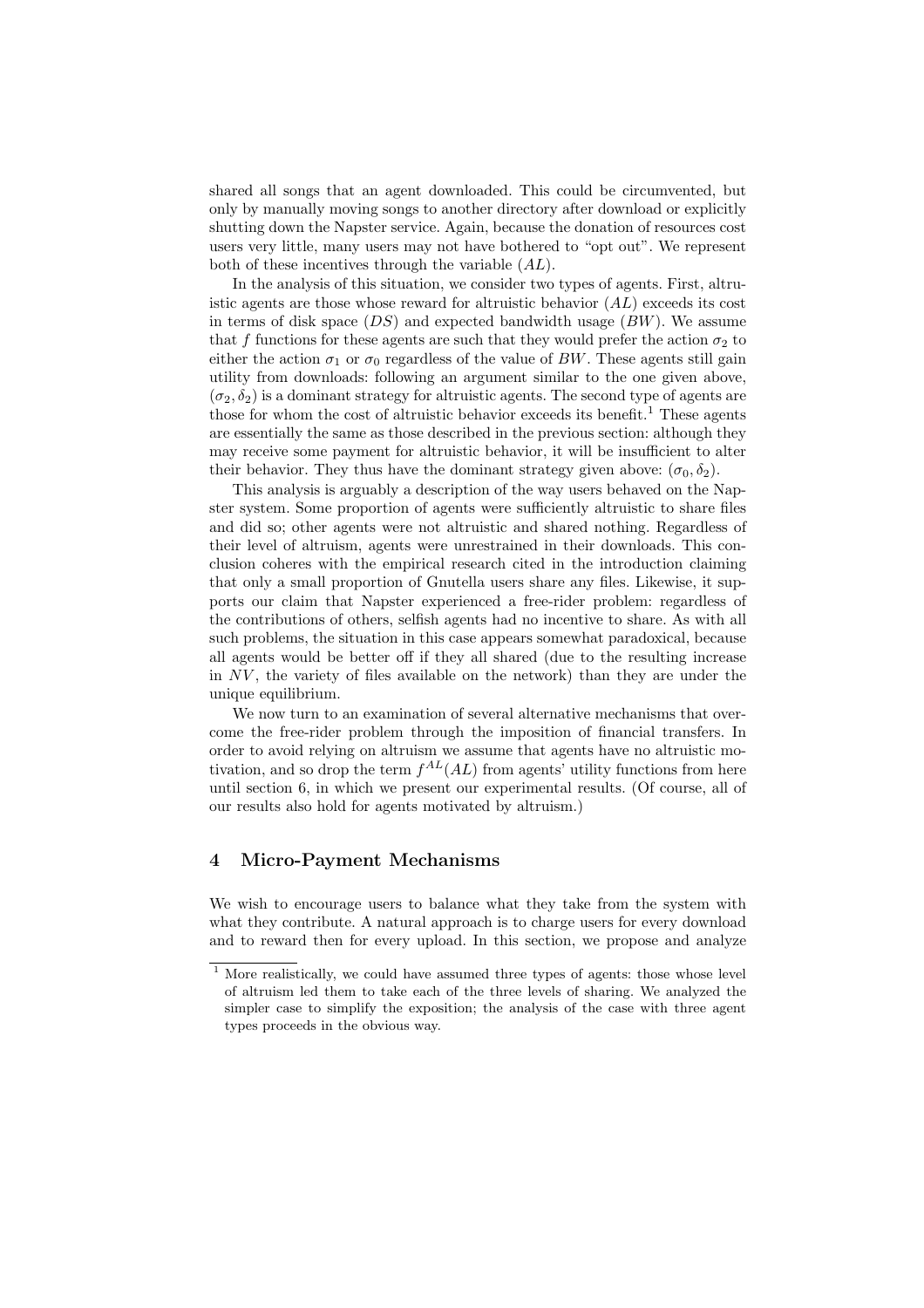shared all songs that an agent downloaded. This could be circumvented, but only by manually moving songs to another directory after download or explicitly shutting down the Napster service. Again, because the donation of resources cost users very little, many users may not have bothered to "opt out". We represent both of these incentives through the variable $(AL)$.

In the analysis of this situation, we consider two types of agents. First, altruistic agents are those whose reward for altruistic behavior $(AL)$ exceeds its cost in terms of disk space $(DS)$ and expected bandwidth usage $(BW)$. We assume that $f$ functions for these agents are such that they would prefer the action $\sigma_2$ to either the action $\sigma_1$ or $\sigma_0$ regardless of the value of $BW$. These agents still gain utility from downloads: following an argument similar to the one given above, $(\sigma_2, \delta_2)$ is a dominant strategy for altruistic agents. The second type of agents are those for whom the cost of altruistic behavior exceeds its benefit.[1] These agents are essentially the same as those described in the previous section: although they may receive some payment for altruistic behavior, it will be insufficient to alter their behavior. They thus have the dominant strategy given above: $(\sigma_0, \delta_2)$.

This analysis is arguably a description of the way users behaved on the Napster system. Some proportion of agents were sufficiently altruistic to share files and did so; other agents were not altruistic and shared nothing. Regardless of their level of altruism, agents were unrestrained in their downloads. This conclusion coheres with the empirical research cited in the introduction claiming that only a small proportion of Gnutella users share any files. Likewise, it supports our claim that Napster experienced a free-rider problem: regardless of the contributions of others, selfish agents had no incentive to share. As with all such problems, the situation in this case appears somewhat paradoxical, because all agents would be better off if they all shared (due to the resulting increase in $NV$, the variety of files available on the network) than they are under the unique equilibrium.

We now turn to an examination of several alternative mechanisms that overcome the free-rider problem through the imposition of financial transfers. In order to avoid relying on altruism we assume that agents have no altruistic motivation, and so drop the term $f^{AL}(AL)$ from agents' utility functions from here until section 6, in which we present our experimental results. (Of course, all of our results also hold for agents motivated by altruism.)

## 4 Micro-Payment Mechanisms

We wish to encourage users to balance what they take from the system with what they contribute. A natural approach is to charge users for every download and to reward then for every upload. In this section, we propose and analyze

[1] More realistically, we could have assumed three types of agents: those whose level of altruism led them to take each of the three levels of sharing. We analyzed the simpler case to simplify the exposition; the analysis of the case with three agent types proceeds in the obvious way.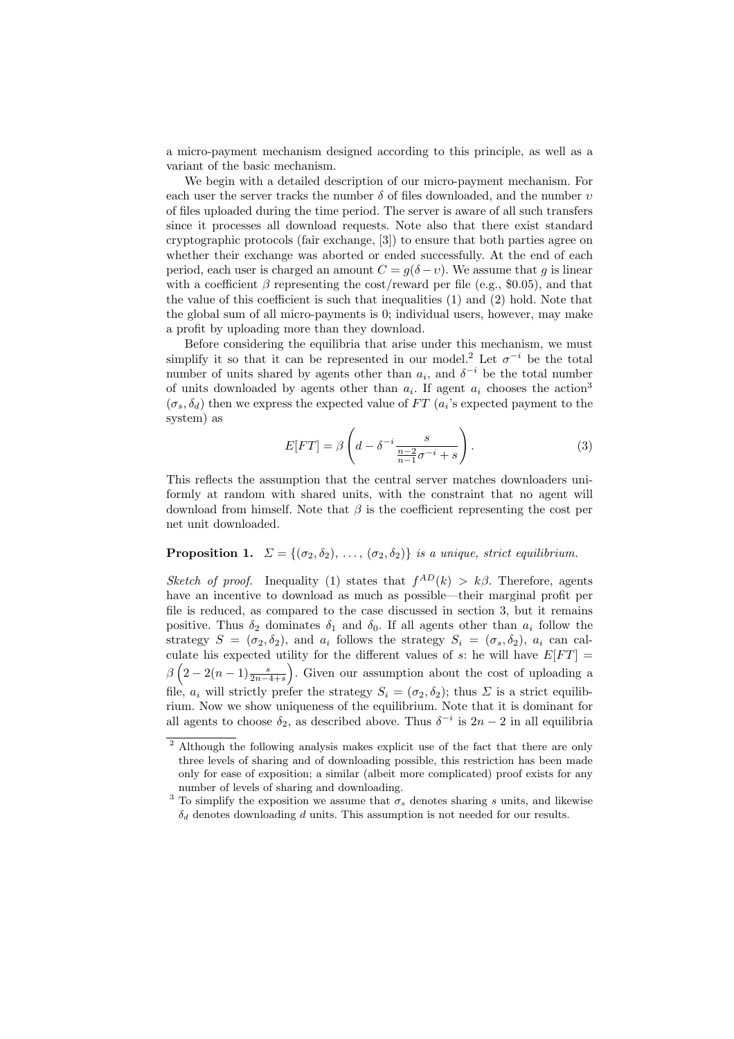a micro-payment mechanism designed according to this principle, as well as a variant of the basic mechanism.

We begin with a detailed description of our micro-payment mechanism. For each user the server tracks the number $\delta$ of files downloaded, and the number $\upsilon$ of files uploaded during the time period. The server is aware of all such transfers since it processes all download requests. Note also that there exist standard cryptographic protocols (fair exchange, [3]) to ensure that both parties agree on whether their exchange was aborted or ended successfully. At the end of each period, each user is charged an amount $C = g(\delta - \upsilon)$. We assume that $g$ is linear with a coefficient $\beta$ representing the cost/reward per file (e.g., \$0.05), and that the value of this coefficient is such that inequalities (1) and (2) hold. Note that the global sum of all micro-payments is 0; individual users, however, may make a profit by uploading more than they download.

Before considering the equilibria that arise under this mechanism, we must simplify it so that it can be represented in our model.[2] Let $\sigma^{-i}$ be the total number of units shared by agents other than $a_i$, and $\delta^{-i}$ be the total number of units downloaded by agents other than $a_i$. If agent $a_i$ chooses the action[3] $(\sigma_s, \delta_d)$ then we express the expected value of $FT$ ($a_i$'s expected payment to the system) as

$$E[FT] = \beta \left( d - \delta^{-i} \frac{s}{\frac{n-2}{n-1}\sigma^{-i} + s} \right). \tag{3}$$

This reflects the assumption that the central server matches downloaders uniformly at random with shared units, with the constraint that no agent will download from himself. Note that $\beta$ is the coefficient representing the cost per net unit downloaded.

**Proposition 1.** *$\Sigma = \{(\sigma_2, \delta_2), \ldots, (\sigma_2, \delta_2)\}$ is a unique, strict equilibrium.*

*Sketch of proof.* Inequality (1) states that $f^{AD}(k) > k\beta$. Therefore, agents have an incentive to download as much as possible—their marginal profit per file is reduced, as compared to the case discussed in section 3, but it remains positive. Thus $\delta_2$ dominates $\delta_1$ and $\delta_0$. If all agents other than $a_i$ follow the strategy $S = (\sigma_2, \delta_2)$, and $a_i$ follows the strategy $S_i = (\sigma_s, \delta_2)$, $a_i$ can calculate his expected utility for the different values of $s$: he will have $E[FT] = \beta \left(2 - 2(n-1)\frac{s}{2n-4+s}\right)$. Given our assumption about the cost of uploading a file, $a_i$ will strictly prefer the strategy $S_i = (\sigma_2, \delta_2)$; thus $\Sigma$ is a strict equilibrium. Now we show uniqueness of the equilibrium. Note that it is dominant for all agents to choose $\delta_2$, as described above. Thus $\delta^{-i}$ is $2n-2$ in all equilibria

---

[2] Although the following analysis makes explicit use of the fact that there are only three levels of sharing and of downloading possible, this restriction has been made only for ease of exposition; a similar (albeit more complicated) proof exists for any number of levels of sharing and downloading.

[3] To simplify the exposition we assume that $\sigma_s$ denotes sharing $s$ units, and likewise $\delta_d$ denotes downloading $d$ units. This assumption is not needed for our results.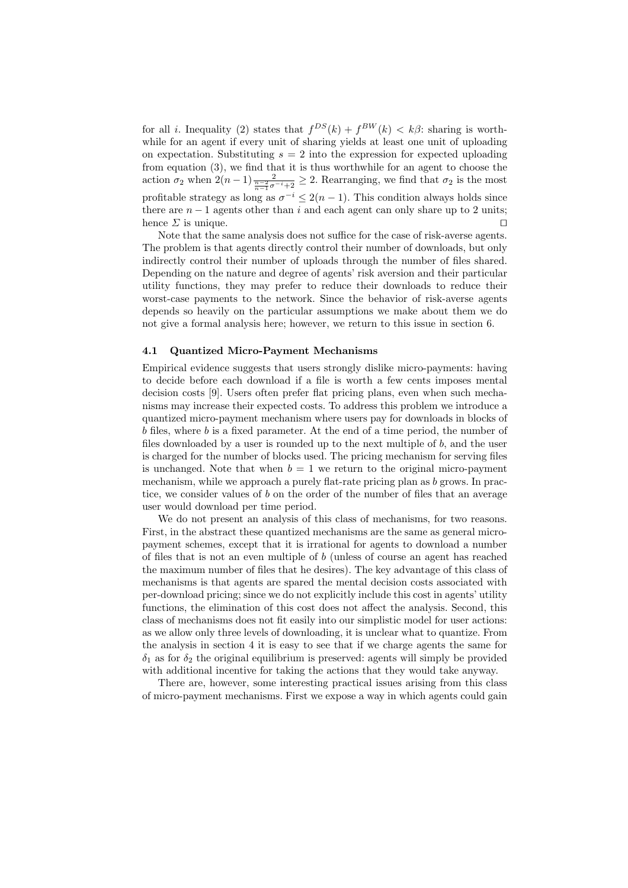for all $i$. Inequality (2) states that $f^{DS}(k) + f^{BW}(k) < k\beta$: sharing is worthwhile for an agent if every unit of sharing yields at least one unit of uploading on expectation. Substituting $s = 2$ into the expression for expected uploading from equation (3), we find that it is thus worthwhile for an agent to choose the action $\sigma_2$ when $2(n-1)\frac{2}{\frac{n-2}{n-1}\sigma^{-i}+2} \geq 2$. Rearranging, we find that $\sigma_2$ is the most profitable strategy as long as $\sigma^{-i} \leq 2(n-1)$. This condition always holds since there are $n-1$ agents other than $i$ and each agent can only share up to 2 units; hence $\Sigma$ is unique. □

Note that the same analysis does not suffice for the case of risk-averse agents. The problem is that agents directly control their number of downloads, but only indirectly control their number of uploads through the number of files shared. Depending on the nature and degree of agents' risk aversion and their particular utility functions, they may prefer to reduce their downloads to reduce their worst-case payments to the network. Since the behavior of risk-averse agents depends so heavily on the particular assumptions we make about them we do not give a formal analysis here; however, we return to this issue in section 6.

### 4.1 Quantized Micro-Payment Mechanisms

Empirical evidence suggests that users strongly dislike micro-payments: having to decide before each download if a file is worth a few cents imposes mental decision costs [9]. Users often prefer flat pricing plans, even when such mechanisms may increase their expected costs. To address this problem we introduce a quantized micro-payment mechanism where users pay for downloads in blocks of $b$ files, where $b$ is a fixed parameter. At the end of a time period, the number of files downloaded by a user is rounded up to the next multiple of $b$, and the user is charged for the number of blocks used. The pricing mechanism for serving files is unchanged. Note that when $b = 1$ we return to the original micro-payment mechanism, while we approach a purely flat-rate pricing plan as $b$ grows. In practice, we consider values of $b$ on the order of the number of files that an average user would download per time period.

We do not present an analysis of this class of mechanisms, for two reasons. First, in the abstract these quantized mechanisms are the same as general micro-payment schemes, except that it is irrational for agents to download a number of files that is not an even multiple of $b$ (unless of course an agent has reached the maximum number of files that he desires). The key advantage of this class of mechanisms is that agents are spared the mental decision costs associated with per-download pricing; since we do not explicitly include this cost in agents' utility functions, the elimination of this cost does not affect the analysis. Second, this class of mechanisms does not fit easily into our simplistic model for user actions: as we allow only three levels of downloading, it is unclear what to quantize. From the analysis in section 4 it is easy to see that if we charge agents the same for $\delta_1$ as for $\delta_2$ the original equilibrium is preserved: agents will simply be provided with additional incentive for taking the actions that they would take anyway.

There are, however, some interesting practical issues arising from this class of micro-payment mechanisms. First we expose a way in which agents could gain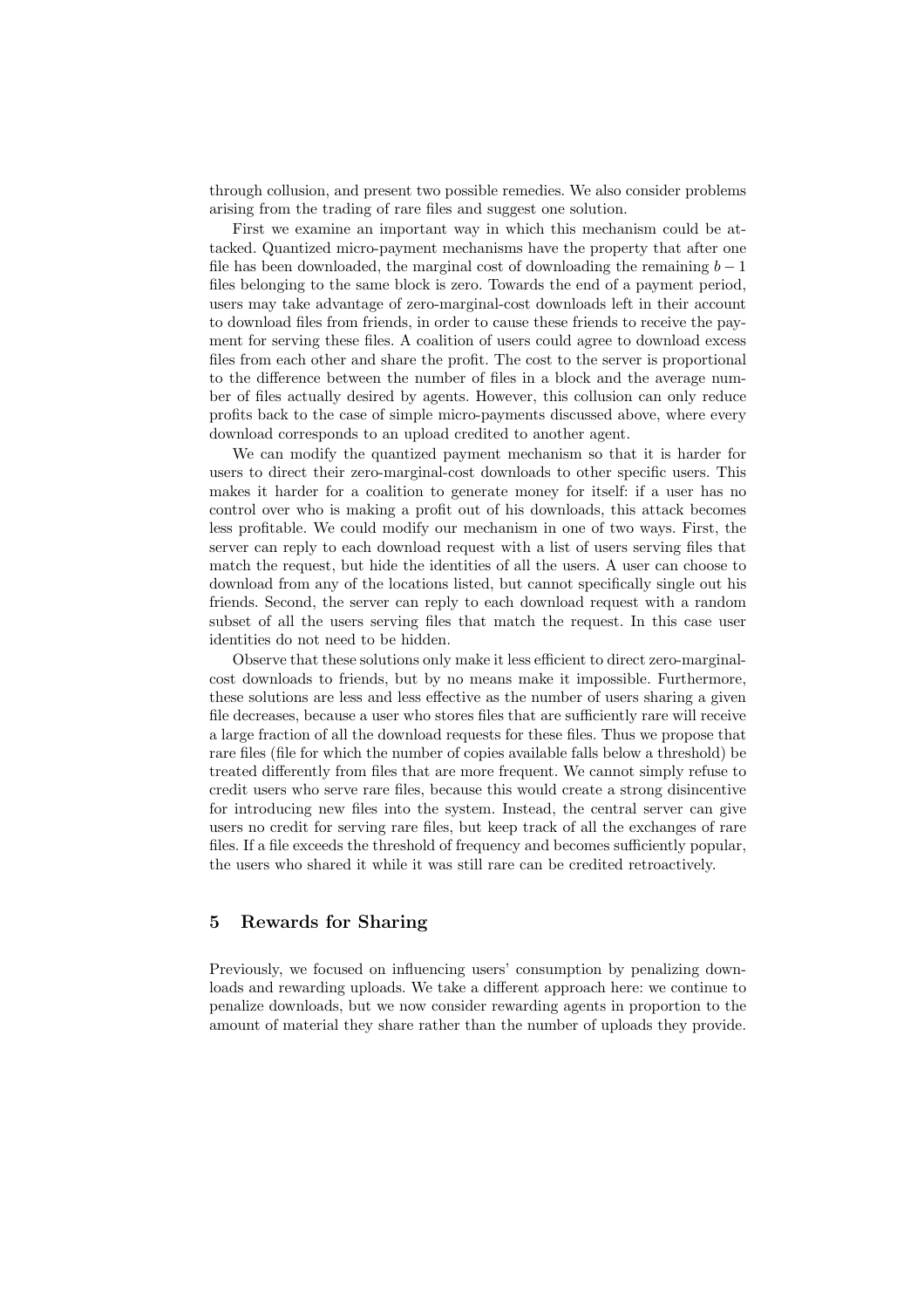through collusion, and present two possible remedies. We also consider problems arising from the trading of rare files and suggest one solution.

First we examine an important way in which this mechanism could be attacked. Quantized micro-payment mechanisms have the property that after one file has been downloaded, the marginal cost of downloading the remaining $b-1$ files belonging to the same block is zero. Towards the end of a payment period, users may take advantage of zero-marginal-cost downloads left in their account to download files from friends, in order to cause these friends to receive the payment for serving these files. A coalition of users could agree to download excess files from each other and share the profit. The cost to the server is proportional to the difference between the number of files in a block and the average number of files actually desired by agents. However, this collusion can only reduce profits back to the case of simple micro-payments discussed above, where every download corresponds to an upload credited to another agent.

We can modify the quantized payment mechanism so that it is harder for users to direct their zero-marginal-cost downloads to other specific users. This makes it harder for a coalition to generate money for itself: if a user has no control over who is making a profit out of his downloads, this attack becomes less profitable. We could modify our mechanism in one of two ways. First, the server can reply to each download request with a list of users serving files that match the request, but hide the identities of all the users. A user can choose to download from any of the locations listed, but cannot specifically single out his friends. Second, the server can reply to each download request with a random subset of all the users serving files that match the request. In this case user identities do not need to be hidden.

Observe that these solutions only make it less efficient to direct zero-marginal-cost downloads to friends, but by no means make it impossible. Furthermore, these solutions are less and less effective as the number of users sharing a given file decreases, because a user who stores files that are sufficiently rare will receive a large fraction of all the download requests for these files. Thus we propose that rare files (file for which the number of copies available falls below a threshold) be treated differently from files that are more frequent. We cannot simply refuse to credit users who serve rare files, because this would create a strong disincentive for introducing new files into the system. Instead, the central server can give users no credit for serving rare files, but keep track of all the exchanges of rare files. If a file exceeds the threshold of frequency and becomes sufficiently popular, the users who shared it while it was still rare can be credited retroactively.

## 5 Rewards for Sharing

Previously, we focused on influencing users' consumption by penalizing downloads and rewarding uploads. We take a different approach here: we continue to penalize downloads, but we now consider rewarding agents in proportion to the amount of material they share rather than the number of uploads they provide.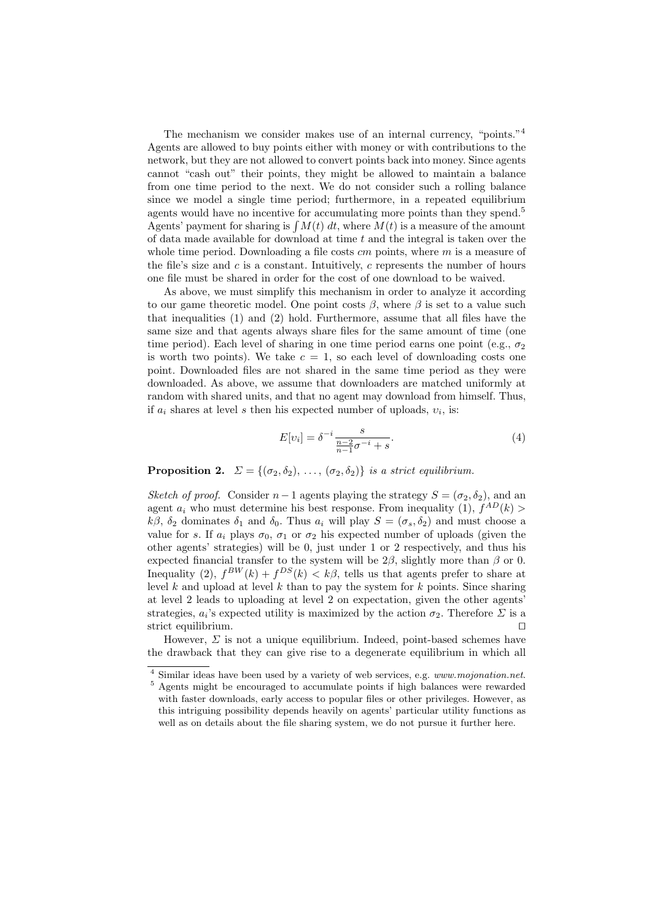The mechanism we consider makes use of an internal currency, "points."[4] Agents are allowed to buy points either with money or with contributions to the network, but they are not allowed to convert points back into money. Since agents cannot "cash out" their points, they might be allowed to maintain a balance from one time period to the next. We do not consider such a rolling balance since we model a single time period; furthermore, in a repeated equilibrium agents would have no incentive for accumulating more points than they spend.[5] Agents' payment for sharing is $\int M(t)\,dt$, where $M(t)$ is a measure of the amount of data made available for download at time $t$ and the integral is taken over the whole time period. Downloading a file costs $cm$ points, where $m$ is a measure of the file's size and $c$ is a constant. Intuitively, $c$ represents the number of hours one file must be shared in order for the cost of one download to be waived.

As above, we must simplify this mechanism in order to analyze it according to our game theoretic model. One point costs $\beta$, where $\beta$ is set to a value such that inequalities (1) and (2) hold. Furthermore, assume that all files have the same size and that agents always share files for the same amount of time (one time period). Each level of sharing in one time period earns one point (e.g., $\sigma_2$ is worth two points). We take $c = 1$, so each level of downloading costs one point. Downloaded files are not shared in the same time period as they were downloaded. As above, we assume that downloaders are matched uniformly at random with shared units, and that no agent may download from himself. Thus, if $a_i$ shares at level $s$ then his expected number of uploads, $\upsilon_i$, is:

$$E[\upsilon_i] = \delta^{-i} \frac{s}{\frac{n-2}{n-1}\sigma^{-i} + s}. \tag{4}$$

**Proposition 2.** *$\Sigma = \{(\sigma_2, \delta_2), \ldots, (\sigma_2, \delta_2)\}$ is a strict equilibrium.*

*Sketch of proof.* Consider $n-1$ agents playing the strategy $S = (\sigma_2, \delta_2)$, and an agent $a_i$ who must determine his best response. From inequality (1), $f^{AD}(k) > k\beta$, $\delta_2$ dominates $\delta_1$ and $\delta_0$. Thus $a_i$ will play $S = (\sigma_s, \delta_2)$ and must choose a value for $s$. If $a_i$ plays $\sigma_0$, $\sigma_1$ or $\sigma_2$ his expected number of uploads (given the other agents' strategies) will be 0, just under 1 or 2 respectively, and thus his expected financial transfer to the system will be $2\beta$, slightly more than $\beta$ or 0. Inequality (2), $f^{BW}(k) + f^{DS}(k) < k\beta$, tells us that agents prefer to share at level $k$ and upload at level $k$ than to pay the system for $k$ points. Since sharing at level 2 leads to uploading at level 2 on expectation, given the other agents' strategies, $a_i$'s expected utility is maximized by the action $\sigma_2$. Therefore $\Sigma$ is a strict equilibrium. ◻

However, $\Sigma$ is not a unique equilibrium. Indeed, point-based schemes have the drawback that they can give rise to a degenerate equilibrium in which all

---

[4] Similar ideas have been used by a variety of web services, e.g. *www.mojonation.net*.

[5] Agents might be encouraged to accumulate points if high balances were rewarded with faster downloads, early access to popular files or other privileges. However, as this intriguing possibility depends heavily on agents' particular utility functions as well as on details about the file sharing system, we do not pursue it further here.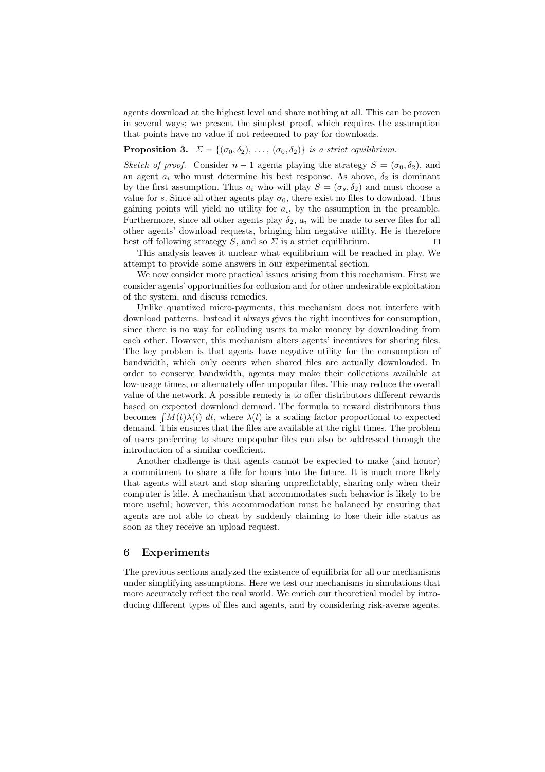agents download at the highest level and share nothing at all. This can be proven in several ways; we present the simplest proof, which requires the assumption that points have no value if not redeemed to pay for downloads.

**Proposition 3.** *$\Sigma = \{(\sigma_0, \delta_2), \ldots, (\sigma_0, \delta_2)\}$ is a strict equilibrium.*

*Sketch of proof.* Consider $n-1$ agents playing the strategy $S = (\sigma_0, \delta_2)$, and an agent $a_i$ who must determine his best response. As above, $\delta_2$ is dominant by the first assumption. Thus $a_i$ who will play $S = (\sigma_s, \delta_2)$ and must choose a value for $s$. Since all other agents play $\sigma_0$, there exist no files to download. Thus gaining points will yield no utility for $a_i$, by the assumption in the preamble. Furthermore, since all other agents play $\delta_2$, $a_i$ will be made to serve files for all other agents' download requests, bringing him negative utility. He is therefore best off following strategy $S$, and so $\Sigma$ is a strict equilibrium. $\square$

This analysis leaves it unclear what equilibrium will be reached in play. We attempt to provide some answers in our experimental section.

We now consider more practical issues arising from this mechanism. First we consider agents' opportunities for collusion and for other undesirable exploitation of the system, and discuss remedies.

Unlike quantized micro-payments, this mechanism does not interfere with download patterns. Instead it always gives the right incentives for consumption, since there is no way for colluding users to make money by downloading from each other. However, this mechanism alters agents' incentives for sharing files. The key problem is that agents have negative utility for the consumption of bandwidth, which only occurs when shared files are actually downloaded. In order to conserve bandwidth, agents may make their collections available at low-usage times, or alternately offer unpopular files. This may reduce the overall value of the network. A possible remedy is to offer distributors different rewards based on expected download demand. The formula to reward distributors thus becomes $\int M(t)\lambda(t)\ dt$, where $\lambda(t)$ is a scaling factor proportional to expected demand. This ensures that the files are available at the right times. The problem of users preferring to share unpopular files can also be addressed through the introduction of a similar coefficient.

Another challenge is that agents cannot be expected to make (and honor) a commitment to share a file for hours into the future. It is much more likely that agents will start and stop sharing unpredictably, sharing only when their computer is idle. A mechanism that accommodates such behavior is likely to be more useful; however, this accommodation must be balanced by ensuring that agents are not able to cheat by suddenly claiming to lose their idle status as soon as they receive an upload request.

## 6 Experiments

The previous sections analyzed the existence of equilibria for all our mechanisms under simplifying assumptions. Here we test our mechanisms in simulations that more accurately reflect the real world. We enrich our theoretical model by introducing different types of files and agents, and by considering risk-averse agents.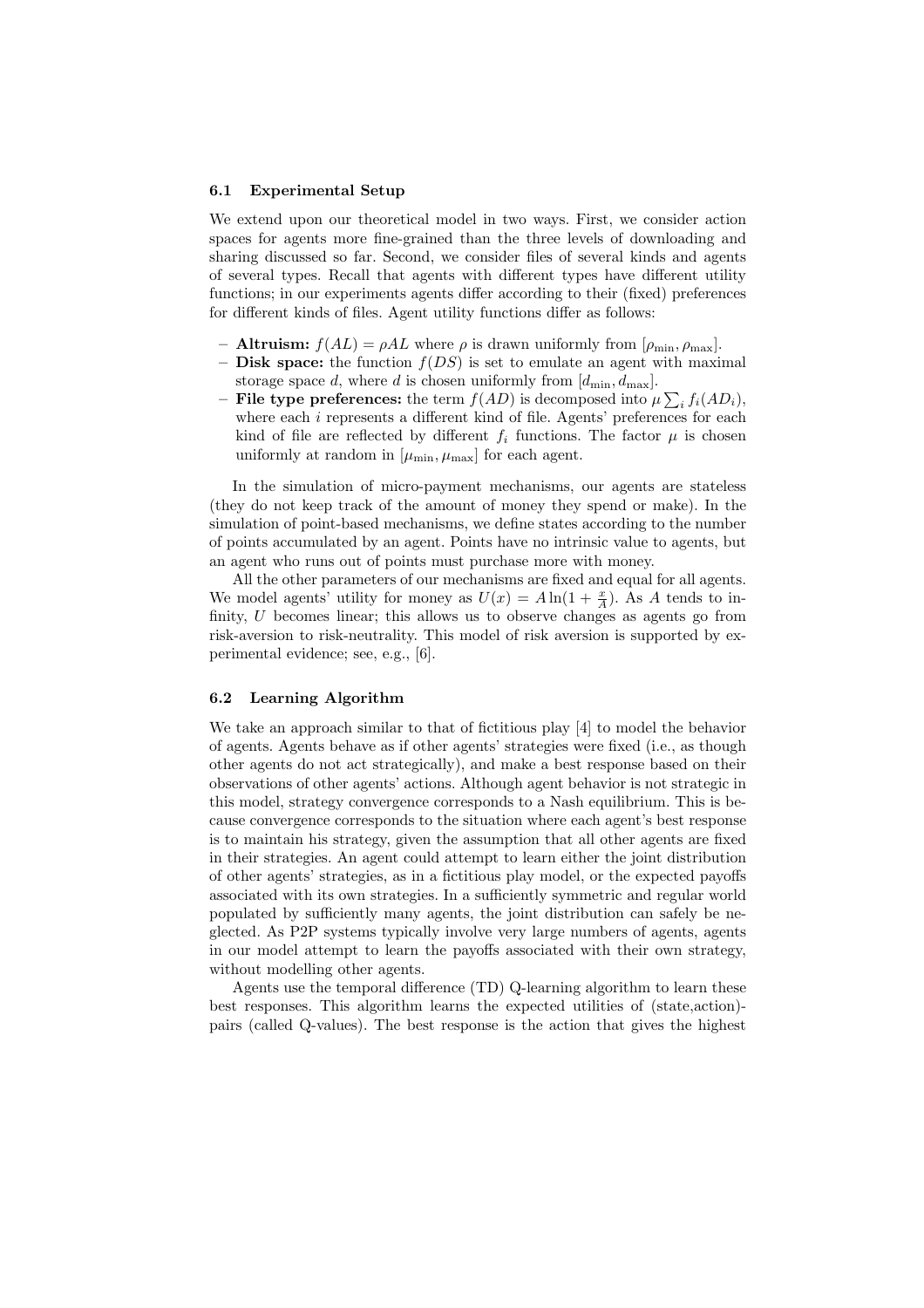### 6.1 Experimental Setup

We extend upon our theoretical model in two ways. First, we consider action spaces for agents more fine-grained than the three levels of downloading and sharing discussed so far. Second, we consider files of several kinds and agents of several types. Recall that agents with different types have different utility functions; in our experiments agents differ according to their (fixed) preferences for different kinds of files. Agent utility functions differ as follows:

- **Altruism:** $f(AL) = \rho AL$ where $\rho$ is drawn uniformly from $[\rho_{\min}, \rho_{\max}]$.
- **Disk space:** the function $f(DS)$ is set to emulate an agent with maximal storage space $d$, where $d$ is chosen uniformly from $[d_{\min}, d_{\max}]$.
- **File type preferences:** the term $f(AD)$ is decomposed into $\mu \sum_i f_i(AD_i)$, where each $i$ represents a different kind of file. Agents' preferences for each kind of file are reflected by different $f_i$ functions. The factor $\mu$ is chosen uniformly at random in $[\mu_{\min}, \mu_{\max}]$ for each agent.

In the simulation of micro-payment mechanisms, our agents are stateless (they do not keep track of the amount of money they spend or make). In the simulation of point-based mechanisms, we define states according to the number of points accumulated by an agent. Points have no intrinsic value to agents, but an agent who runs out of points must purchase more with money.

All the other parameters of our mechanisms are fixed and equal for all agents. We model agents' utility for money as $U(x) = A \ln(1 + \frac{x}{A})$. As $A$ tends to infinity, $U$ becomes linear; this allows us to observe changes as agents go from risk-aversion to risk-neutrality. This model of risk aversion is supported by experimental evidence; see, e.g., [6].

### 6.2 Learning Algorithm

We take an approach similar to that of fictitious play [4] to model the behavior of agents. Agents behave as if other agents' strategies were fixed (i.e., as though other agents do not act strategically), and make a best response based on their observations of other agents' actions. Although agent behavior is not strategic in this model, strategy convergence corresponds to a Nash equilibrium. This is because convergence corresponds to the situation where each agent's best response is to maintain his strategy, given the assumption that all other agents are fixed in their strategies. An agent could attempt to learn either the joint distribution of other agents' strategies, as in a fictitious play model, or the expected payoffs associated with its own strategies. In a sufficiently symmetric and regular world populated by sufficiently many agents, the joint distribution can safely be neglected. As P2P systems typically involve very large numbers of agents, agents in our model attempt to learn the payoffs associated with their own strategy, without modelling other agents.

Agents use the temporal difference (TD) Q-learning algorithm to learn these best responses. This algorithm learns the expected utilities of (state,action)-pairs (called Q-values). The best response is the action that gives the highest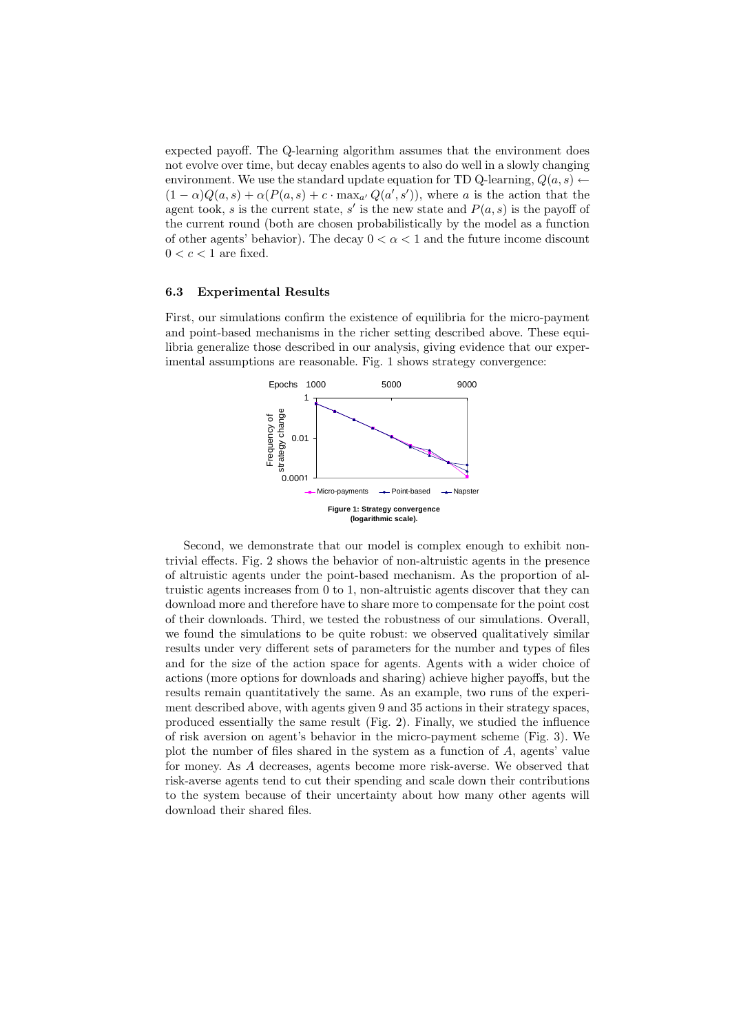expected payoff. The Q-learning algorithm assumes that the environment does not evolve over time, but decay enables agents to also do well in a slowly changing environment. We use the standard update equation for TD Q-learning, $Q(a, s) \leftarrow (1 - \alpha)Q(a, s) + \alpha(P(a, s) + c \cdot \max_{a'} Q(a', s'))$, where $a$ is the action that the agent took, $s$ is the current state, $s'$ is the new state and $P(a, s)$ is the payoff of the current round (both are chosen probabilistically by the model as a function of other agents' behavior). The decay $0 < \alpha < 1$ and the future income discount $0 < c < 1$ are fixed.

### 6.3 Experimental Results

First, our simulations confirm the existence of equilibria for the micro-payment and point-based mechanisms in the richer setting described above. These equilibria generalize those described in our analysis, giving evidence that our experimental assumptions are reasonable. Fig. 1 shows strategy convergence:

**Figure 1: Strategy convergence (logarithmic scale).**

Second, we demonstrate that our model is complex enough to exhibit non-trivial effects. Fig. 2 shows the behavior of non-altruistic agents in the presence of altruistic agents under the point-based mechanism. As the proportion of altruistic agents increases from 0 to 1, non-altruistic agents discover that they can download more and therefore have to share more to compensate for the point cost of their downloads. Third, we tested the robustness of our simulations. Overall, we found the simulations to be quite robust: we observed qualitatively similar results under very different sets of parameters for the number and types of files and for the size of the action space for agents. Agents with a wider choice of actions (more options for downloads and sharing) achieve higher payoffs, but the results remain quantitatively the same. As an example, two runs of the experiment described above, with agents given 9 and 35 actions in their strategy spaces, produced essentially the same result (Fig. 2). Finally, we studied the influence of risk aversion on agent's behavior in the micro-payment scheme (Fig. 3). We plot the number of files shared in the system as a function of $A$, agents' value for money. As $A$ decreases, agents become more risk-averse. We observed that risk-averse agents tend to cut their spending and scale down their contributions to the system because of their uncertainty about how many other agents will download their shared files.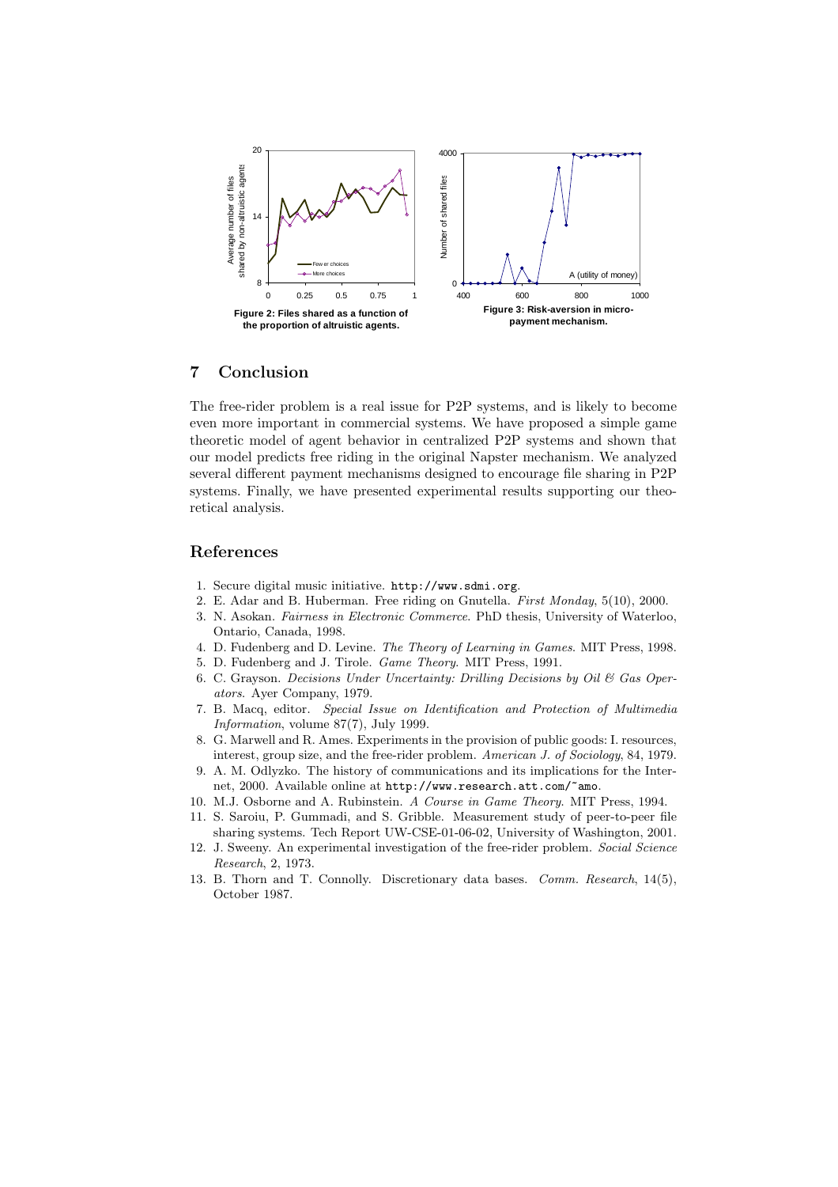20

14

8

0 0.25 0.5 0.75 1

Average number of files shared by non-altruistic agents

Fewer choices

More choices

**Figure 2: Files shared as a function of the proportion of altruistic agents.**

4000

0

400 600 800 1000

Number of shared files

A (utility of money)

**Figure 3: Risk-aversion in micro-payment mechanism.**

## 7 Conclusion

The free-rider problem is a real issue for P2P systems, and is likely to become even more important in commercial systems. We have proposed a simple game theoretic model of agent behavior in centralized P2P systems and shown that our model predicts free riding in the original Napster mechanism. We analyzed several different payment mechanisms designed to encourage file sharing in P2P systems. Finally, we have presented experimental results supporting our theoretical analysis.

## References

1. Secure digital music initiative. `http://www.sdmi.org`.
2. E. Adar and B. Huberman. Free riding on Gnutella. *First Monday*, 5(10), 2000.
3. N. Asokan. *Fairness in Electronic Commerce*. PhD thesis, University of Waterloo, Ontario, Canada, 1998.
4. D. Fudenberg and D. Levine. *The Theory of Learning in Games*. MIT Press, 1998.
5. D. Fudenberg and J. Tirole. *Game Theory*. MIT Press, 1991.
6. C. Grayson. *Decisions Under Uncertainty: Drilling Decisions by Oil & Gas Operators*. Ayer Company, 1979.
7. B. Macq, editor. *Special Issue on Identification and Protection of Multimedia Information*, volume 87(7), July 1999.
8. G. Marwell and R. Ames. Experiments in the provision of public goods: I. resources, interest, group size, and the free-rider problem. *American J. of Sociology*, 84, 1979.
9. A. M. Odlyzko. The history of communications and its implications for the Internet, 2000. Available online at `http://www.research.att.com/~amo`.
10. M.J. Osborne and A. Rubinstein. *A Course in Game Theory*. MIT Press, 1994.
11. S. Saroiu, P. Gummadi, and S. Gribble. Measurement study of peer-to-peer file sharing systems. Tech Report UW-CSE-01-06-02, University of Washington, 2001.
12. J. Sweeny. An experimental investigation of the free-rider problem. *Social Science Research*, 2, 1973.
13. B. Thorn and T. Connolly. Discretionary data bases. *Comm. Research*, 14(5), October 1987.